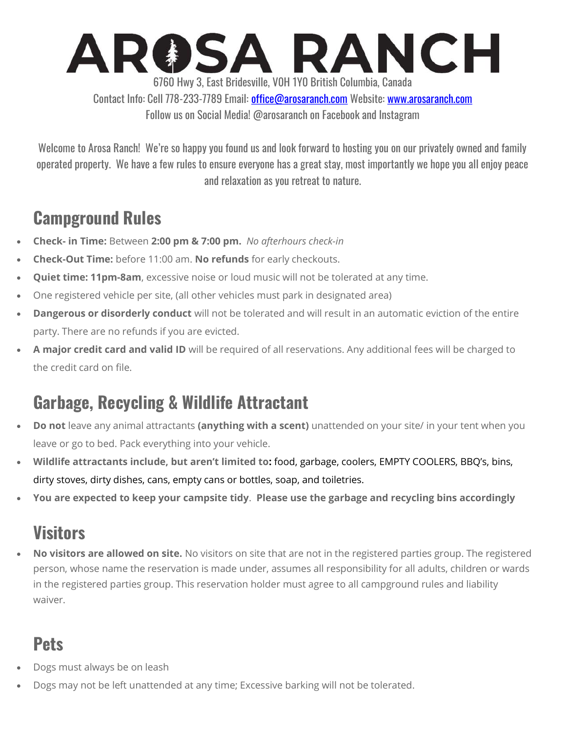# AROSA RANCH

6760 Hwy 3, East Bridesville, V0H 1Y0 British Columbia, Canada

Contact Info: Cell 778-233-7789 Email: office@arosaranch.com Website: www.arosaranch.com

Follow us on Social Media! @arosaranch on Facebook and Instagram

Welcome to Arosa Ranch! We're so happy you found us and look forward to hosting you on our privately owned and family operated property. We have a few rules to ensure everyone has a great stay, most importantly we hope you all enjoy peace and relaxation as you retreat to nature.

## Campground Rules

- **Check- in Time:** Between **2:00 pm & 7:00 pm.** *No afterhours check-in*
- **Check-Out Time:** before 11:00 am. **No refunds** for early checkouts.
- **Quiet time: 11pm-8am**, excessive noise or loud music will not be tolerated at any time.
- One registered vehicle per site, (all other vehicles must park in designated area)
- **Dangerous or disorderly conduct** will not be tolerated and will result in an automatic eviction of the entire party. There are no refunds if you are evicted.
- **A major credit card and valid ID** will be required of all reservations. Any additional fees will be charged to the credit card on file.

## Garbage, Recycling & Wildlife Attractant

- **Do not** leave any animal attractants **(anything with a scent)** unattended on your site/ in your tent when you leave or go to bed. Pack everything into your vehicle.
- **Wildlife attractants include, but aren't limited to:** food, garbage, coolers, EMPTY COOLERS, BBQ's, bins, dirty stoves, dirty dishes, cans, empty cans or bottles, soap, and toiletries.
- **You are expected to keep your campsite tidy**. **Please use the garbage and recycling bins accordingly**

## Visitors

- **No visitors are allowed on site.** No visitors on site that are not in the registered parties group. The registered person, whose name the reservation is made under, assumes all responsibility for all adults, children or wards in the registered parties group. This reservation holder must agree to all campground rules and liability waiver.

## Pets

- Dogs must always be on leash
- Dogs may not be left unattended at any time; Excessive barking will not be tolerated.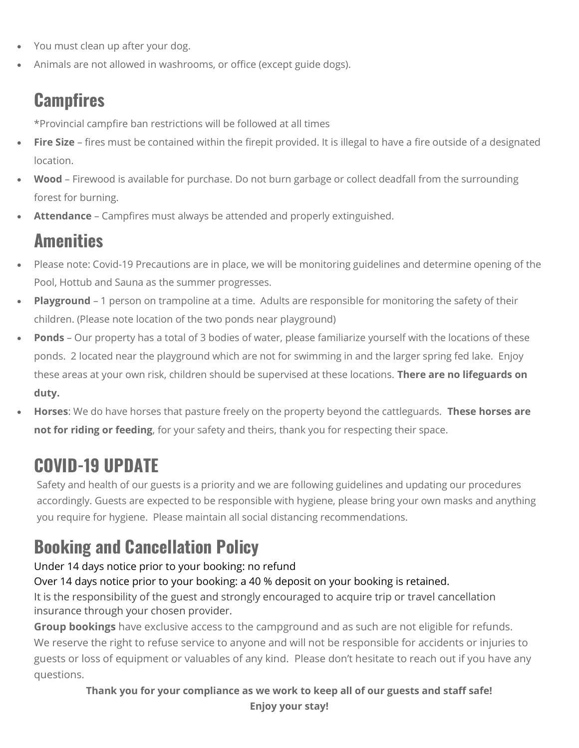- You must clean up after your dog.
- Animals are not allowed in washrooms, or office (except guide dogs).

## Campfires

*Provincial campfire ban restrictions will be followed at all times

- **Fire Size** – fires must be contained within the firepit provided. It is illegal to have a fire outside of a designated location.
- **Wood** – Firewood is available for purchase. Do not burn garbage or collect deadfall from the surrounding forest for burning.
- **Attendance** – Campfires must always be attended and properly extinguished.

## Amenities

- Please note: Covid-19 Precautions are in place, we will be monitoring guidelines and determine opening of the Pool, Hottub and Sauna as the summer progresses.
- **Playground** – 1 person on trampoline at a time. Adults are responsible for monitoring the safety of their children. (Please note location of the two ponds near playground)
- **Ponds** – Our property has a total of 3 bodies of water, please familiarize yourself with the locations of these ponds. 2 located near the playground which are not for swimming in and the larger spring fed lake. Enjoy these areas at your own risk, children should be supervised at these locations. **There are no lifeguards on duty.**
- **Horses**: We do have horses that pasture freely on the property beyond the cattleguards. **These horses are not for riding or feeding**, for your safety and theirs, thank you for respecting their space.

## COVID-19 UPDATE

Safety and health of our guests is a priority and we are following guidelines and updating our procedures accordingly. Guests are expected to be responsible with hygiene, please bring your own masks and anything you require for hygiene. Please maintain all social distancing recommendations.

## Booking and Cancellation Policy

Under 14 days notice prior to your booking: no refund

Over 14 days notice prior to your booking: a 40 % deposit on your booking is retained.

It is the responsibility of the guest and strongly encouraged to acquire trip or travel cancellation insurance through your chosen provider.

**Group bookings** have exclusive access to the campground and as such are not eligible for refunds.

We reserve the right to refuse service to anyone and will not be responsible for accidents or injuries to guests or loss of equipment or valuables of any kind. Please don't hesitate to reach out if you have any questions.

**Thank you for your compliance as we work to keep all of our guests and staff safe!**

**Enjoy your stay!**